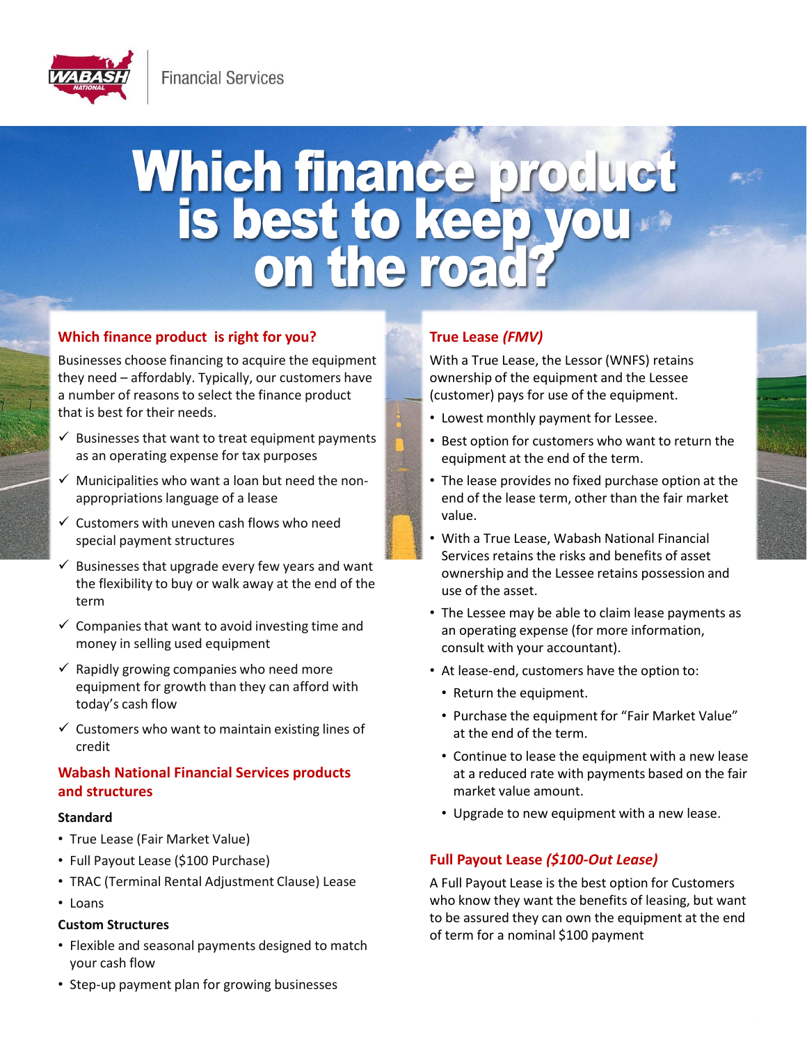Financial Services

# Which finance product is best to keep you on the road?

## Which finance product is right for you?

Businesses choose financing to acquire the equipment they need – affordably. Typically, our customers have a number of reasons to select the finance product that is best for their needs.

- ✓ Businesses that want to treat equipment payments as an operating expense for tax purposes
- ✓ Municipalities who want a loan but need the non-appropriations language of a lease
- ✓ Customers with uneven cash flows who need special payment structures
- ✓ Businesses that upgrade every few years and want the flexibility to buy or walk away at the end of the term
- ✓ Companies that want to avoid investing time and money in selling used equipment
- ✓ Rapidly growing companies who need more equipment for growth than they can afford with today's cash flow
- ✓ Customers who want to maintain existing lines of credit

## Wabash National Financial Services products and structures

**Standard**

- True Lease (Fair Market Value)
- Full Payout Lease ($100 Purchase)
- TRAC (Terminal Rental Adjustment Clause) Lease
- Loans

**Custom Structures**

- Flexible and seasonal payments designed to match your cash flow
- Step-up payment plan for growing businesses

## True Lease *(FMV)*

With a True Lease, the Lessor (WNFS) retains ownership of the equipment and the Lessee (customer) pays for use of the equipment.

- Lowest monthly payment for Lessee.
- Best option for customers who want to return the equipment at the end of the term.
- The lease provides no fixed purchase option at the end of the lease term, other than the fair market value.
- With a True Lease, Wabash National Financial Services retains the risks and benefits of asset ownership and the Lessee retains possession and use of the asset.
- The Lessee may be able to claim lease payments as an operating expense (for more information, consult with your accountant).
- At lease-end, customers have the option to:
  - Return the equipment.
  - Purchase the equipment for "Fair Market Value" at the end of the term.
  - Continue to lease the equipment with a new lease at a reduced rate with payments based on the fair market value amount.
  - Upgrade to new equipment with a new lease.

## Full Payout Lease *($100-Out Lease)*

A Full Payout Lease is the best option for Customers who know they want the benefits of leasing, but want to be assured they can own the equipment at the end of term for a nominal $100 payment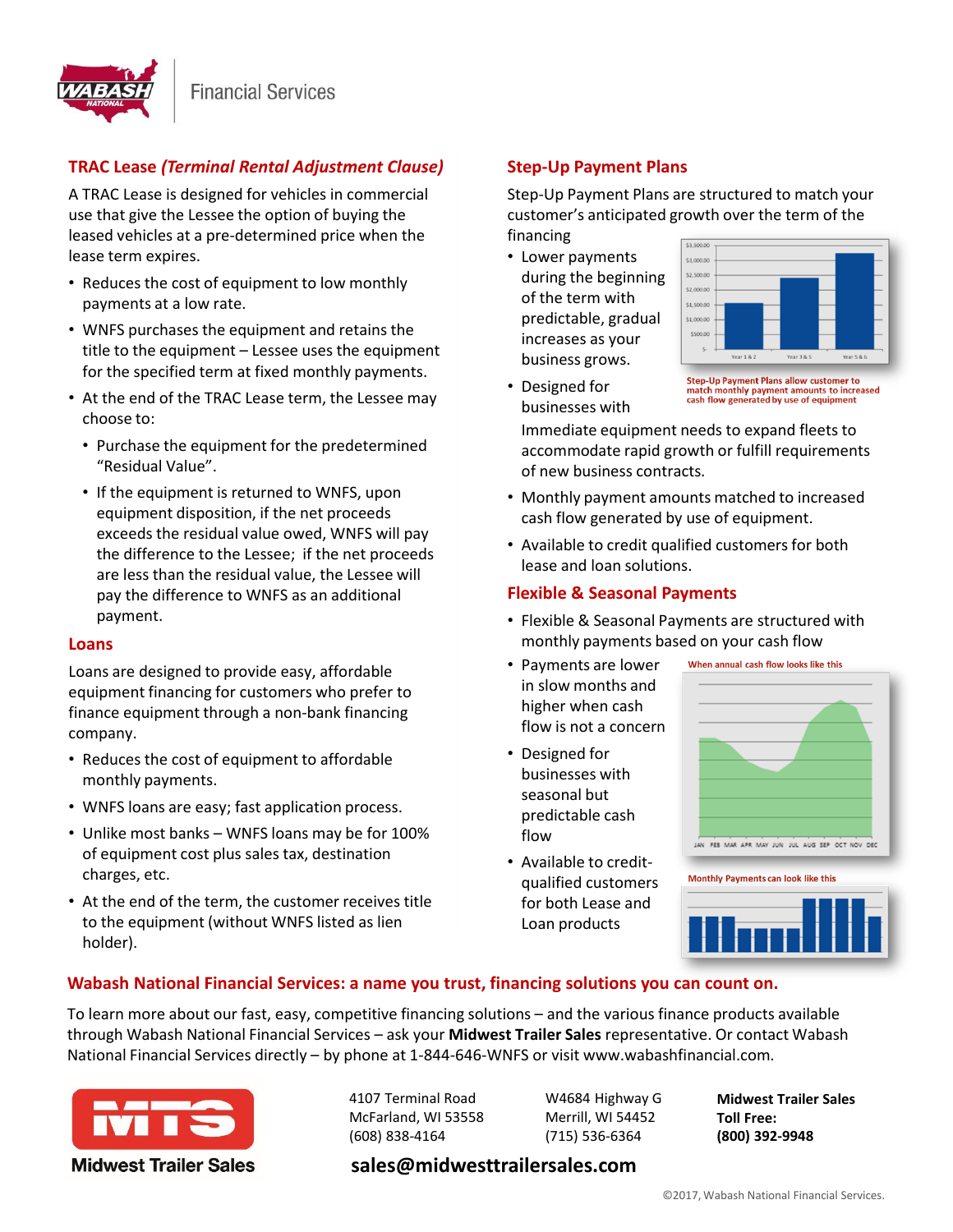Wabash National Financial Services

## TRAC Lease *(Terminal Rental Adjustment Clause)*

A TRAC Lease is designed for vehicles in commercial use that give the Lessee the option of buying the leased vehicles at a pre-determined price when the lease term expires.

- Reduces the cost of equipment to low monthly payments at a low rate.
- WNFS purchases the equipment and retains the title to the equipment – Lessee uses the equipment for the specified term at fixed monthly payments.
- At the end of the TRAC Lease term, the Lessee may choose to:
  - Purchase the equipment for the predetermined "Residual Value".
  - If the equipment is returned to WNFS, upon equipment disposition, if the net proceeds exceeds the residual value owed, WNFS will pay the difference to the Lessee; if the net proceeds are less than the residual value, the Lessee will pay the difference to WNFS as an additional payment.

## Loans

Loans are designed to provide easy, affordable equipment financing for customers who prefer to finance equipment through a non-bank financing company.

- Reduces the cost of equipment to affordable monthly payments.
- WNFS loans are easy; fast application process.
- Unlike most banks – WNFS loans may be for 100% of equipment cost plus sales tax, destination charges, etc.
- At the end of the term, the customer receives title to the equipment (without WNFS listed as lien holder).

## Step-Up Payment Plans

Step-Up Payment Plans are structured to match your customer's anticipated growth over the term of the financing

- Lower payments during the beginning of the term with predictable, gradual increases as your business grows.
- Designed for businesses with Immediate equipment needs to expand fleets to accommodate rapid growth or fulfill requirements of new business contracts.
- Monthly payment amounts matched to increased cash flow generated by use of equipment.
- Available to credit qualified customers for both lease and loan solutions.

$3,500.00
$3,000.00
$2,500.00
$2,000.00
$1,500.00
$1,000.00
$500.00
$-
Year 1 & 2
Year 3 & 5
Year 5 & 6

Step-Up Payment Plans allow customer to match monthly payment amounts to increased cash flow generated by use of equipment

## Flexible & Seasonal Payments

- Flexible & Seasonal Payments are structured with monthly payments based on your cash flow
- Payments are lower in slow months and higher when cash flow is not a concern
- Designed for businesses with seasonal but predictable cash flow
- Available to credit-qualified customers for both Lease and Loan products

When annual cash flow looks like this

JAN FEB MAR APR MAY JUN JUL AUG SEP OCT NOV DEC

Monthly Payments can look like this

## Wabash National Financial Services: a name you trust, financing solutions you can count on.

To learn more about our fast, easy, competitive financing solutions – and the various finance products available through Wabash National Financial Services – ask your **Midwest Trailer Sales** representative. Or contact Wabash National Financial Services directly – by phone at 1-844-646-WNFS or visit www.wabashfinancial.com.

MTS
Midwest Trailer Sales

4107 Terminal Road
McFarland, WI 53558
(608) 838-4164

W4684 Highway G
Merrill, WI 54452
(715) 536-6364

**Midwest Trailer Sales**
**Toll Free:**
**(800) 392-9948**

**sales@midwesttrailersales.com**

©2017, Wabash National Financial Services.